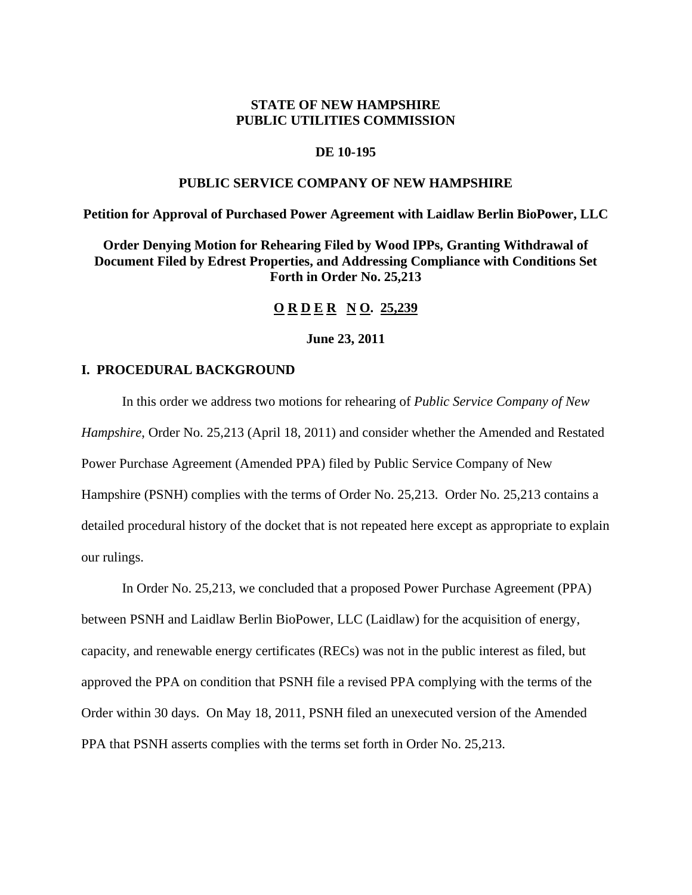**STATE OF NEW HAMPSHIRE**
**PUBLIC UTILITIES COMMISSION**

**DE 10-195**

**PUBLIC SERVICE COMPANY OF NEW HAMPSHIRE**

**Petition for Approval of Purchased Power Agreement with Laidlaw Berlin BioPower, LLC**

**Order Denying Motion for Rehearing Filed by Wood IPPs, Granting Withdrawal of Document Filed by Edrest Properties, and Addressing Compliance with Conditions Set Forth in Order No. 25,213**

**ORDER NO. 25,239**

**June 23, 2011**

## I. PROCEDURAL BACKGROUND

In this order we address two motions for rehearing of *Public Service Company of New Hampshire*, Order No. 25,213 (April 18, 2011) and consider whether the Amended and Restated Power Purchase Agreement (Amended PPA) filed by Public Service Company of New Hampshire (PSNH) complies with the terms of Order No. 25,213. Order No. 25,213 contains a detailed procedural history of the docket that is not repeated here except as appropriate to explain our rulings.

In Order No. 25,213, we concluded that a proposed Power Purchase Agreement (PPA) between PSNH and Laidlaw Berlin BioPower, LLC (Laidlaw) for the acquisition of energy, capacity, and renewable energy certificates (RECs) was not in the public interest as filed, but approved the PPA on condition that PSNH file a revised PPA complying with the terms of the Order within 30 days. On May 18, 2011, PSNH filed an unexecuted version of the Amended PPA that PSNH asserts complies with the terms set forth in Order No. 25,213.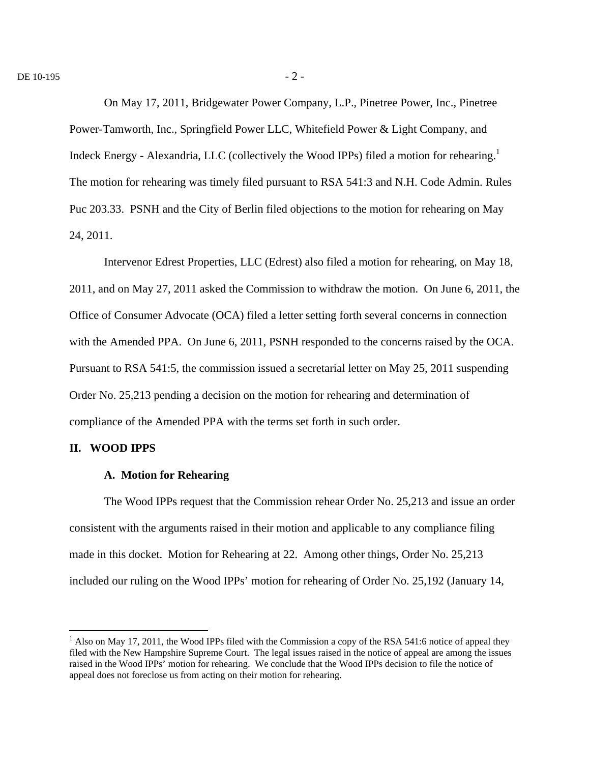On May 17, 2011, Bridgewater Power Company, L.P., Pinetree Power, Inc., Pinetree Power-Tamworth, Inc., Springfield Power LLC, Whitefield Power & Light Company, and Indeck Energy - Alexandria, LLC (collectively the Wood IPPs) filed a motion for rehearing.[1] The motion for rehearing was timely filed pursuant to RSA 541:3 and N.H. Code Admin. Rules Puc 203.33. PSNH and the City of Berlin filed objections to the motion for rehearing on May 24, 2011.

Intervenor Edrest Properties, LLC (Edrest) also filed a motion for rehearing, on May 18, 2011, and on May 27, 2011 asked the Commission to withdraw the motion. On June 6, 2011, the Office of Consumer Advocate (OCA) filed a letter setting forth several concerns in connection with the Amended PPA. On June 6, 2011, PSNH responded to the concerns raised by the OCA. Pursuant to RSA 541:5, the commission issued a secretarial letter on May 25, 2011 suspending Order No. 25,213 pending a decision on the motion for rehearing and determination of compliance of the Amended PPA with the terms set forth in such order.

## II. WOOD IPPS

### A. Motion for Rehearing

The Wood IPPs request that the Commission rehear Order No. 25,213 and issue an order consistent with the arguments raised in their motion and applicable to any compliance filing made in this docket. Motion for Rehearing at 22. Among other things, Order No. 25,213 included our ruling on the Wood IPPs' motion for rehearing of Order No. 25,192 (January 14,

[1] Also on May 17, 2011, the Wood IPPs filed with the Commission a copy of the RSA 541:6 notice of appeal they filed with the New Hampshire Supreme Court. The legal issues raised in the notice of appeal are among the issues raised in the Wood IPPs' motion for rehearing. We conclude that the Wood IPPs decision to file the notice of appeal does not foreclose us from acting on their motion for rehearing.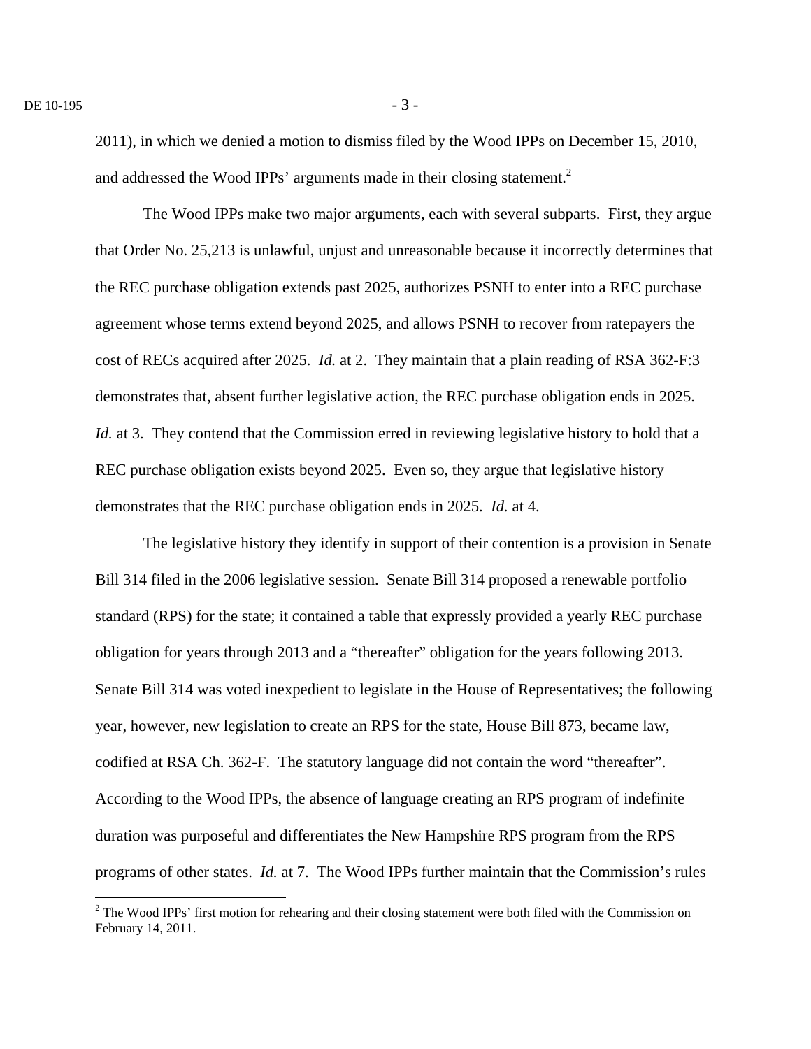2011), in which we denied a motion to dismiss filed by the Wood IPPs on December 15, 2010, and addressed the Wood IPPs' arguments made in their closing statement.[2]

The Wood IPPs make two major arguments, each with several subparts. First, they argue that Order No. 25,213 is unlawful, unjust and unreasonable because it incorrectly determines that the REC purchase obligation extends past 2025, authorizes PSNH to enter into a REC purchase agreement whose terms extend beyond 2025, and allows PSNH to recover from ratepayers the cost of RECs acquired after 2025. *Id.* at 2. They maintain that a plain reading of RSA 362-F:3 demonstrates that, absent further legislative action, the REC purchase obligation ends in 2025. *Id.* at 3. They contend that the Commission erred in reviewing legislative history to hold that a REC purchase obligation exists beyond 2025. Even so, they argue that legislative history demonstrates that the REC purchase obligation ends in 2025. *Id.* at 4.

The legislative history they identify in support of their contention is a provision in Senate Bill 314 filed in the 2006 legislative session. Senate Bill 314 proposed a renewable portfolio standard (RPS) for the state; it contained a table that expressly provided a yearly REC purchase obligation for years through 2013 and a "thereafter" obligation for the years following 2013. Senate Bill 314 was voted inexpedient to legislate in the House of Representatives; the following year, however, new legislation to create an RPS for the state, House Bill 873, became law, codified at RSA Ch. 362-F. The statutory language did not contain the word "thereafter". According to the Wood IPPs, the absence of language creating an RPS program of indefinite duration was purposeful and differentiates the New Hampshire RPS program from the RPS programs of other states. *Id.* at 7. The Wood IPPs further maintain that the Commission's rules

[2] The Wood IPPs' first motion for rehearing and their closing statement were both filed with the Commission on February 14, 2011.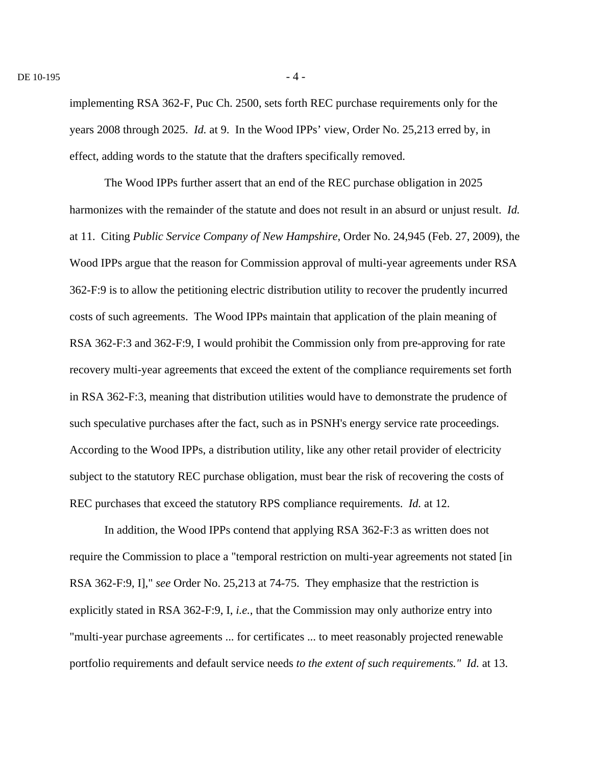implementing RSA 362-F, Puc Ch. 2500, sets forth REC purchase requirements only for the years 2008 through 2025. *Id.* at 9. In the Wood IPPs' view, Order No. 25,213 erred by, in effect, adding words to the statute that the drafters specifically removed.

The Wood IPPs further assert that an end of the REC purchase obligation in 2025 harmonizes with the remainder of the statute and does not result in an absurd or unjust result. *Id.* at 11. Citing *Public Service Company of New Hampshire*, Order No. 24,945 (Feb. 27, 2009), the Wood IPPs argue that the reason for Commission approval of multi-year agreements under RSA 362-F:9 is to allow the petitioning electric distribution utility to recover the prudently incurred costs of such agreements. The Wood IPPs maintain that application of the plain meaning of RSA 362-F:3 and 362-F:9, I would prohibit the Commission only from pre-approving for rate recovery multi-year agreements that exceed the extent of the compliance requirements set forth in RSA 362-F:3, meaning that distribution utilities would have to demonstrate the prudence of such speculative purchases after the fact, such as in PSNH's energy service rate proceedings. According to the Wood IPPs, a distribution utility, like any other retail provider of electricity subject to the statutory REC purchase obligation, must bear the risk of recovering the costs of REC purchases that exceed the statutory RPS compliance requirements. *Id.* at 12.

In addition, the Wood IPPs contend that applying RSA 362-F:3 as written does not require the Commission to place a "temporal restriction on multi-year agreements not stated [in RSA 362-F:9, I]," *see* Order No. 25,213 at 74-75. They emphasize that the restriction is explicitly stated in RSA 362-F:9, I, *i.e.*, that the Commission may only authorize entry into "multi-year purchase agreements ... for certificates ... to meet reasonably projected renewable portfolio requirements and default service needs *to the extent of such requirements."* *Id.* at 13.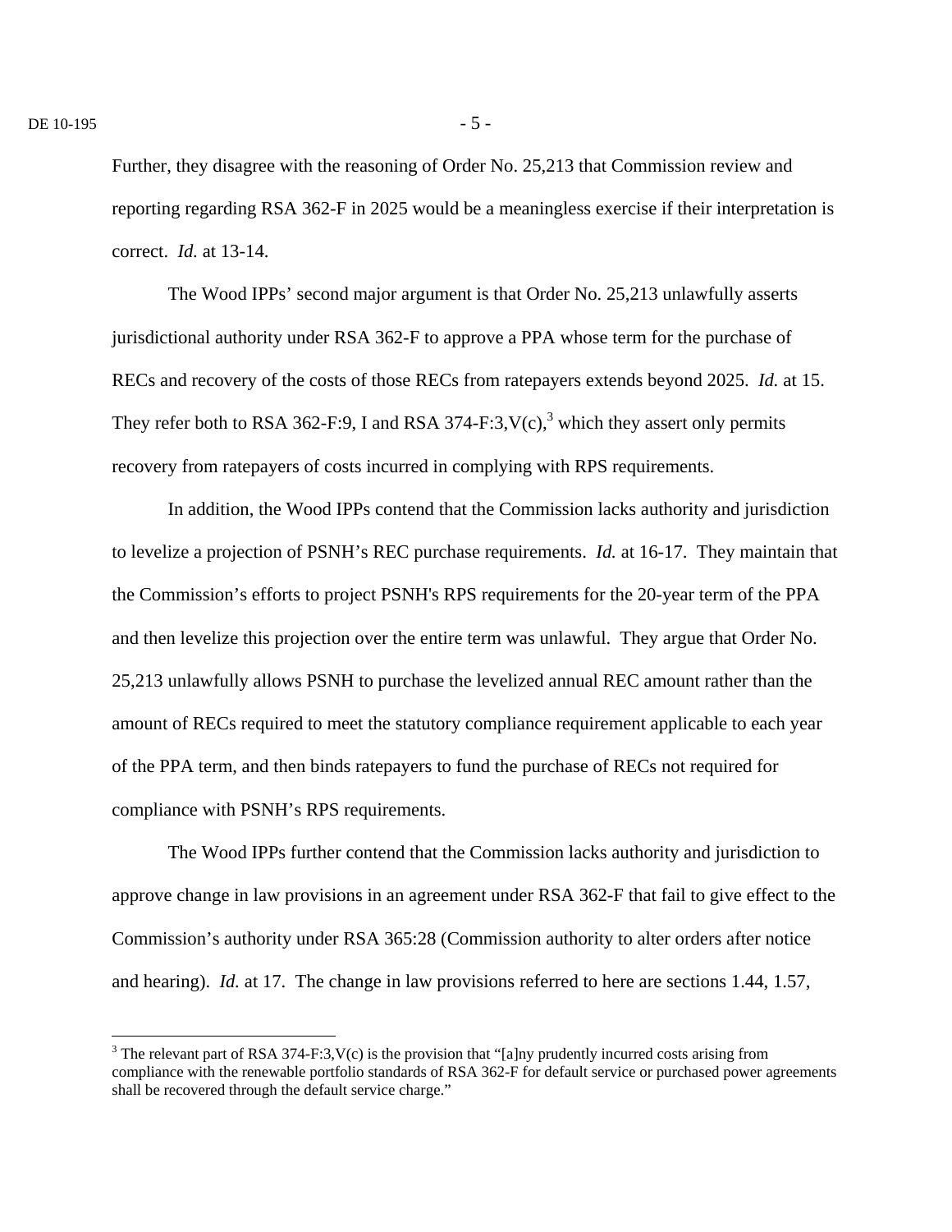Further, they disagree with the reasoning of Order No. 25,213 that Commission review and reporting regarding RSA 362-F in 2025 would be a meaningless exercise if their interpretation is correct. *Id.* at 13-14.

The Wood IPPs' second major argument is that Order No. 25,213 unlawfully asserts jurisdictional authority under RSA 362-F to approve a PPA whose term for the purchase of RECs and recovery of the costs of those RECs from ratepayers extends beyond 2025. *Id.* at 15. They refer both to RSA 362-F:9, I and RSA 374-F:3,V(c),[3] which they assert only permits recovery from ratepayers of costs incurred in complying with RPS requirements.

In addition, the Wood IPPs contend that the Commission lacks authority and jurisdiction to levelize a projection of PSNH's REC purchase requirements. *Id.* at 16-17. They maintain that the Commission's efforts to project PSNH's RPS requirements for the 20-year term of the PPA and then levelize this projection over the entire term was unlawful. They argue that Order No. 25,213 unlawfully allows PSNH to purchase the levelized annual REC amount rather than the amount of RECs required to meet the statutory compliance requirement applicable to each year of the PPA term, and then binds ratepayers to fund the purchase of RECs not required for compliance with PSNH's RPS requirements.

The Wood IPPs further contend that the Commission lacks authority and jurisdiction to approve change in law provisions in an agreement under RSA 362-F that fail to give effect to the Commission's authority under RSA 365:28 (Commission authority to alter orders after notice and hearing). *Id.* at 17. The change in law provisions referred to here are sections 1.44, 1.57,

[3] The relevant part of RSA 374-F:3,V(c) is the provision that "[a]ny prudently incurred costs arising from compliance with the renewable portfolio standards of RSA 362-F for default service or purchased power agreements shall be recovered through the default service charge."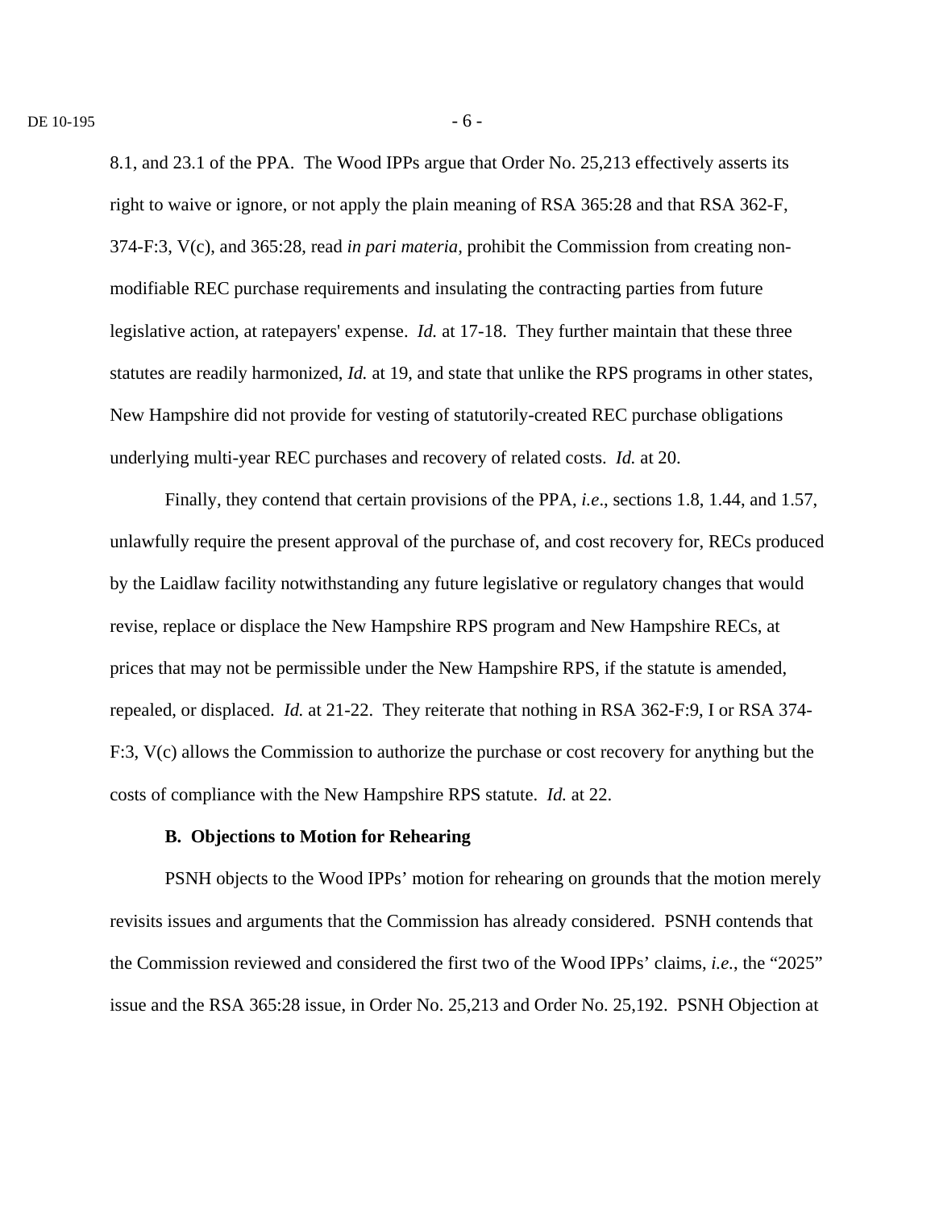8.1, and 23.1 of the PPA. The Wood IPPs argue that Order No. 25,213 effectively asserts its right to waive or ignore, or not apply the plain meaning of RSA 365:28 and that RSA 362-F, 374-F:3, V(c), and 365:28, read *in pari materia,* prohibit the Commission from creating non-modifiable REC purchase requirements and insulating the contracting parties from future legislative action, at ratepayers' expense. *Id.* at 17-18. They further maintain that these three statutes are readily harmonized, *Id.* at 19, and state that unlike the RPS programs in other states, New Hampshire did not provide for vesting of statutorily-created REC purchase obligations underlying multi-year REC purchases and recovery of related costs. *Id.* at 20.

Finally, they contend that certain provisions of the PPA, *i.e*., sections 1.8, 1.44, and 1.57, unlawfully require the present approval of the purchase of, and cost recovery for, RECs produced by the Laidlaw facility notwithstanding any future legislative or regulatory changes that would revise, replace or displace the New Hampshire RPS program and New Hampshire RECs, at prices that may not be permissible under the New Hampshire RPS, if the statute is amended, repealed, or displaced. *Id.* at 21-22. They reiterate that nothing in RSA 362-F:9, I or RSA 374-F:3, V(c) allows the Commission to authorize the purchase or cost recovery for anything but the costs of compliance with the New Hampshire RPS statute. *Id.* at 22.

### B. Objections to Motion for Rehearing

PSNH objects to the Wood IPPs' motion for rehearing on grounds that the motion merely revisits issues and arguments that the Commission has already considered. PSNH contends that the Commission reviewed and considered the first two of the Wood IPPs' claims, *i.e*., the "2025" issue and the RSA 365:28 issue, in Order No. 25,213 and Order No. 25,192. PSNH Objection at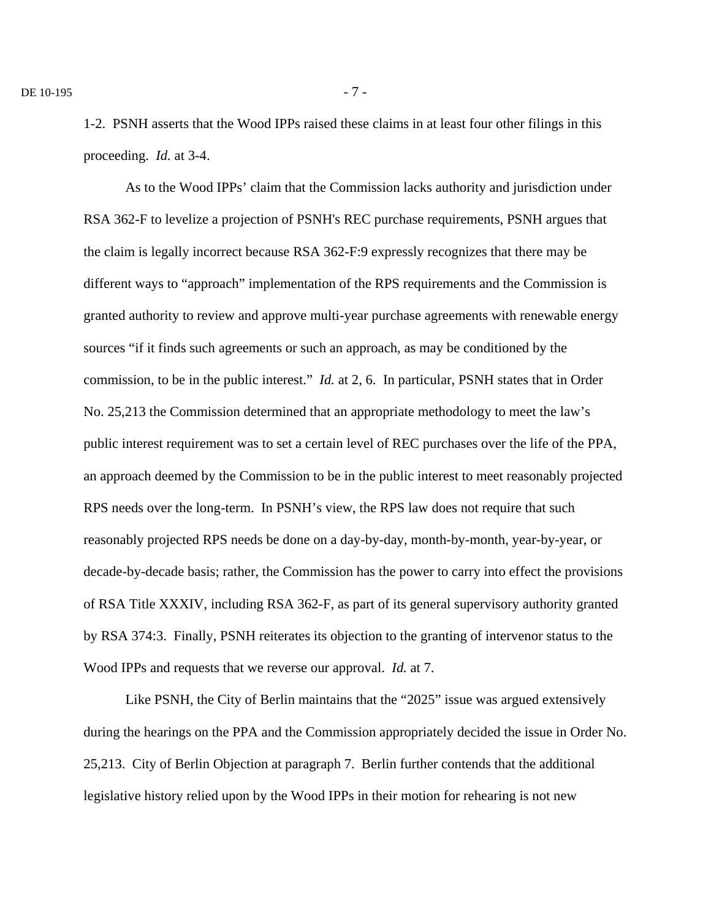1-2. PSNH asserts that the Wood IPPs raised these claims in at least four other filings in this proceeding. *Id.* at 3-4.

As to the Wood IPPs' claim that the Commission lacks authority and jurisdiction under RSA 362-F to levelize a projection of PSNH's REC purchase requirements, PSNH argues that the claim is legally incorrect because RSA 362-F:9 expressly recognizes that there may be different ways to "approach" implementation of the RPS requirements and the Commission is granted authority to review and approve multi-year purchase agreements with renewable energy sources "if it finds such agreements or such an approach, as may be conditioned by the commission, to be in the public interest." *Id.* at 2, 6. In particular, PSNH states that in Order No. 25,213 the Commission determined that an appropriate methodology to meet the law's public interest requirement was to set a certain level of REC purchases over the life of the PPA, an approach deemed by the Commission to be in the public interest to meet reasonably projected RPS needs over the long-term. In PSNH's view, the RPS law does not require that such reasonably projected RPS needs be done on a day-by-day, month-by-month, year-by-year, or decade-by-decade basis; rather, the Commission has the power to carry into effect the provisions of RSA Title XXXIV, including RSA 362-F, as part of its general supervisory authority granted by RSA 374:3. Finally, PSNH reiterates its objection to the granting of intervenor status to the Wood IPPs and requests that we reverse our approval. *Id.* at 7.

Like PSNH, the City of Berlin maintains that the "2025" issue was argued extensively during the hearings on the PPA and the Commission appropriately decided the issue in Order No. 25,213. City of Berlin Objection at paragraph 7. Berlin further contends that the additional legislative history relied upon by the Wood IPPs in their motion for rehearing is not new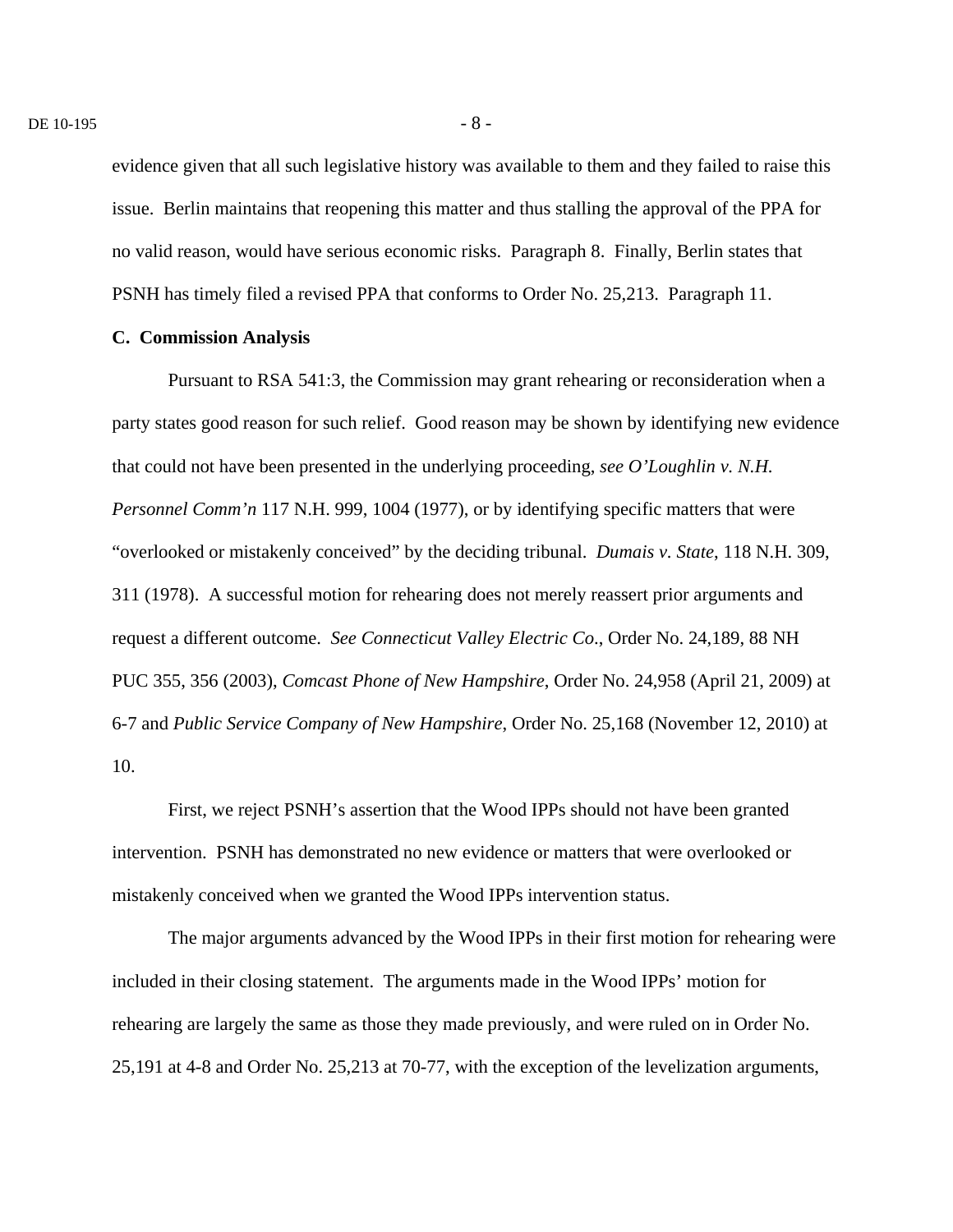evidence given that all such legislative history was available to them and they failed to raise this issue. Berlin maintains that reopening this matter and thus stalling the approval of the PPA for no valid reason, would have serious economic risks. Paragraph 8. Finally, Berlin states that PSNH has timely filed a revised PPA that conforms to Order No. 25,213. Paragraph 11.

**C. Commission Analysis**

Pursuant to RSA 541:3, the Commission may grant rehearing or reconsideration when a party states good reason for such relief. Good reason may be shown by identifying new evidence that could not have been presented in the underlying proceeding, *see O'Loughlin v. N.H. Personnel Comm'n* 117 N.H. 999, 1004 (1977), or by identifying specific matters that were "overlooked or mistakenly conceived" by the deciding tribunal. *Dumais v. State*, 118 N.H. 309, 311 (1978). A successful motion for rehearing does not merely reassert prior arguments and request a different outcome. *See Connecticut Valley Electric Co*., Order No. 24,189, 88 NH PUC 355, 356 (2003), *Comcast Phone of New Hampshire*, Order No. 24,958 (April 21, 2009) at 6-7 and *Public Service Company of New Hampshire*, Order No. 25,168 (November 12, 2010) at 10.

First, we reject PSNH's assertion that the Wood IPPs should not have been granted intervention. PSNH has demonstrated no new evidence or matters that were overlooked or mistakenly conceived when we granted the Wood IPPs intervention status.

The major arguments advanced by the Wood IPPs in their first motion for rehearing were included in their closing statement. The arguments made in the Wood IPPs' motion for rehearing are largely the same as those they made previously, and were ruled on in Order No. 25,191 at 4-8 and Order No. 25,213 at 70-77, with the exception of the levelization arguments,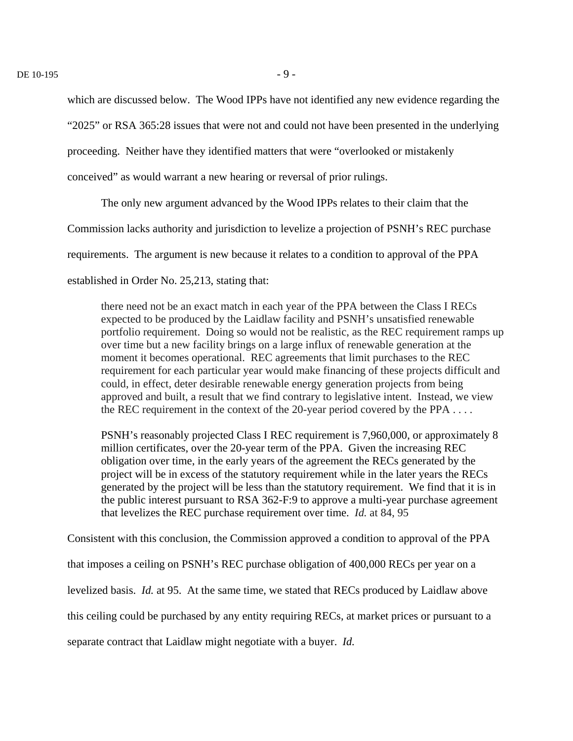which are discussed below. The Wood IPPs have not identified any new evidence regarding the "2025" or RSA 365:28 issues that were not and could not have been presented in the underlying proceeding. Neither have they identified matters that were "overlooked or mistakenly conceived" as would warrant a new hearing or reversal of prior rulings.

The only new argument advanced by the Wood IPPs relates to their claim that the Commission lacks authority and jurisdiction to levelize a projection of PSNH's REC purchase requirements. The argument is new because it relates to a condition to approval of the PPA established in Order No. 25,213, stating that:

> there need not be an exact match in each year of the PPA between the Class I RECs expected to be produced by the Laidlaw facility and PSNH's unsatisfied renewable portfolio requirement. Doing so would not be realistic, as the REC requirement ramps up over time but a new facility brings on a large influx of renewable generation at the moment it becomes operational. REC agreements that limit purchases to the REC requirement for each particular year would make financing of these projects difficult and could, in effect, deter desirable renewable energy generation projects from being approved and built, a result that we find contrary to legislative intent. Instead, we view the REC requirement in the context of the 20-year period covered by the PPA . . . .
>
> PSNH's reasonably projected Class I REC requirement is 7,960,000, or approximately 8 million certificates, over the 20-year term of the PPA. Given the increasing REC obligation over time, in the early years of the agreement the RECs generated by the project will be in excess of the statutory requirement while in the later years the RECs generated by the project will be less than the statutory requirement. We find that it is in the public interest pursuant to RSA 362-F:9 to approve a multi-year purchase agreement that levelizes the REC purchase requirement over time. *Id.* at 84, 95

Consistent with this conclusion, the Commission approved a condition to approval of the PPA that imposes a ceiling on PSNH's REC purchase obligation of 400,000 RECs per year on a levelized basis. *Id.* at 95. At the same time, we stated that RECs produced by Laidlaw above this ceiling could be purchased by any entity requiring RECs, at market prices or pursuant to a separate contract that Laidlaw might negotiate with a buyer. *Id.*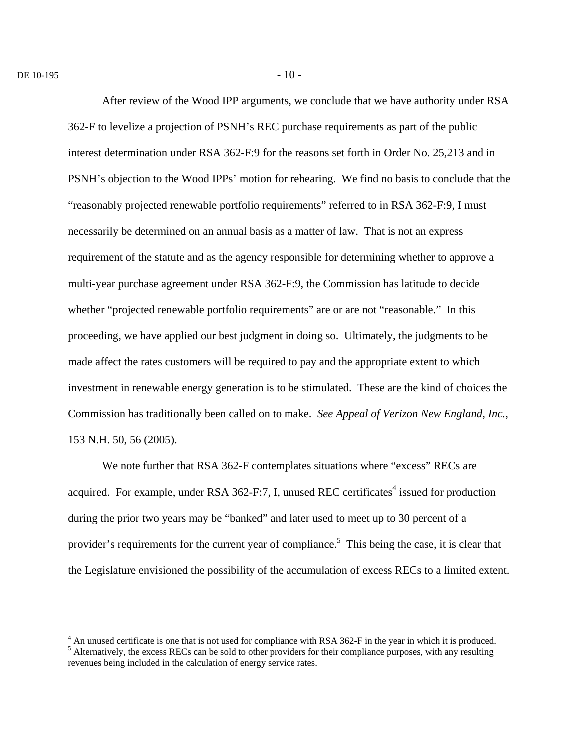After review of the Wood IPP arguments, we conclude that we have authority under RSA 362-F to levelize a projection of PSNH's REC purchase requirements as part of the public interest determination under RSA 362-F:9 for the reasons set forth in Order No. 25,213 and in PSNH's objection to the Wood IPPs' motion for rehearing. We find no basis to conclude that the "reasonably projected renewable portfolio requirements" referred to in RSA 362-F:9, I must necessarily be determined on an annual basis as a matter of law. That is not an express requirement of the statute and as the agency responsible for determining whether to approve a multi-year purchase agreement under RSA 362-F:9, the Commission has latitude to decide whether "projected renewable portfolio requirements" are or are not "reasonable." In this proceeding, we have applied our best judgment in doing so. Ultimately, the judgments to be made affect the rates customers will be required to pay and the appropriate extent to which investment in renewable energy generation is to be stimulated. These are the kind of choices the Commission has traditionally been called on to make. *See Appeal of Verizon New England, Inc.*, 153 N.H. 50, 56 (2005).

We note further that RSA 362-F contemplates situations where "excess" RECs are acquired. For example, under RSA 362-F:7, I, unused REC certificates[4] issued for production during the prior two years may be "banked" and later used to meet up to 30 percent of a provider's requirements for the current year of compliance.[5] This being the case, it is clear that the Legislature envisioned the possibility of the accumulation of excess RECs to a limited extent.

---

[4] An unused certificate is one that is not used for compliance with RSA 362-F in the year in which it is produced.

[5] Alternatively, the excess RECs can be sold to other providers for their compliance purposes, with any resulting revenues being included in the calculation of energy service rates.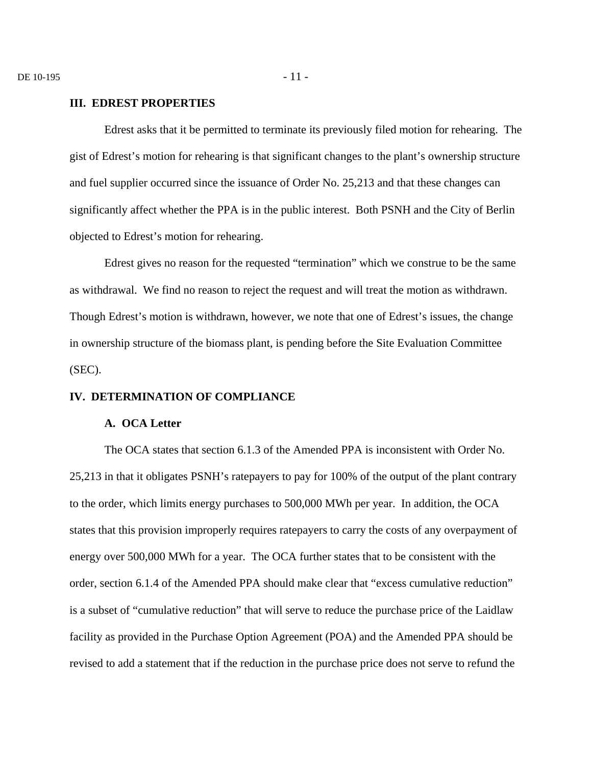## III. EDREST PROPERTIES

Edrest asks that it be permitted to terminate its previously filed motion for rehearing. The gist of Edrest's motion for rehearing is that significant changes to the plant's ownership structure and fuel supplier occurred since the issuance of Order No. 25,213 and that these changes can significantly affect whether the PPA is in the public interest. Both PSNH and the City of Berlin objected to Edrest's motion for rehearing.

Edrest gives no reason for the requested "termination" which we construe to be the same as withdrawal. We find no reason to reject the request and will treat the motion as withdrawn. Though Edrest's motion is withdrawn, however, we note that one of Edrest's issues, the change in ownership structure of the biomass plant, is pending before the Site Evaluation Committee (SEC).

## IV. DETERMINATION OF COMPLIANCE

### A. OCA Letter

The OCA states that section 6.1.3 of the Amended PPA is inconsistent with Order No. 25,213 in that it obligates PSNH's ratepayers to pay for 100% of the output of the plant contrary to the order, which limits energy purchases to 500,000 MWh per year. In addition, the OCA states that this provision improperly requires ratepayers to carry the costs of any overpayment of energy over 500,000 MWh for a year. The OCA further states that to be consistent with the order, section 6.1.4 of the Amended PPA should make clear that "excess cumulative reduction" is a subset of "cumulative reduction" that will serve to reduce the purchase price of the Laidlaw facility as provided in the Purchase Option Agreement (POA) and the Amended PPA should be revised to add a statement that if the reduction in the purchase price does not serve to refund the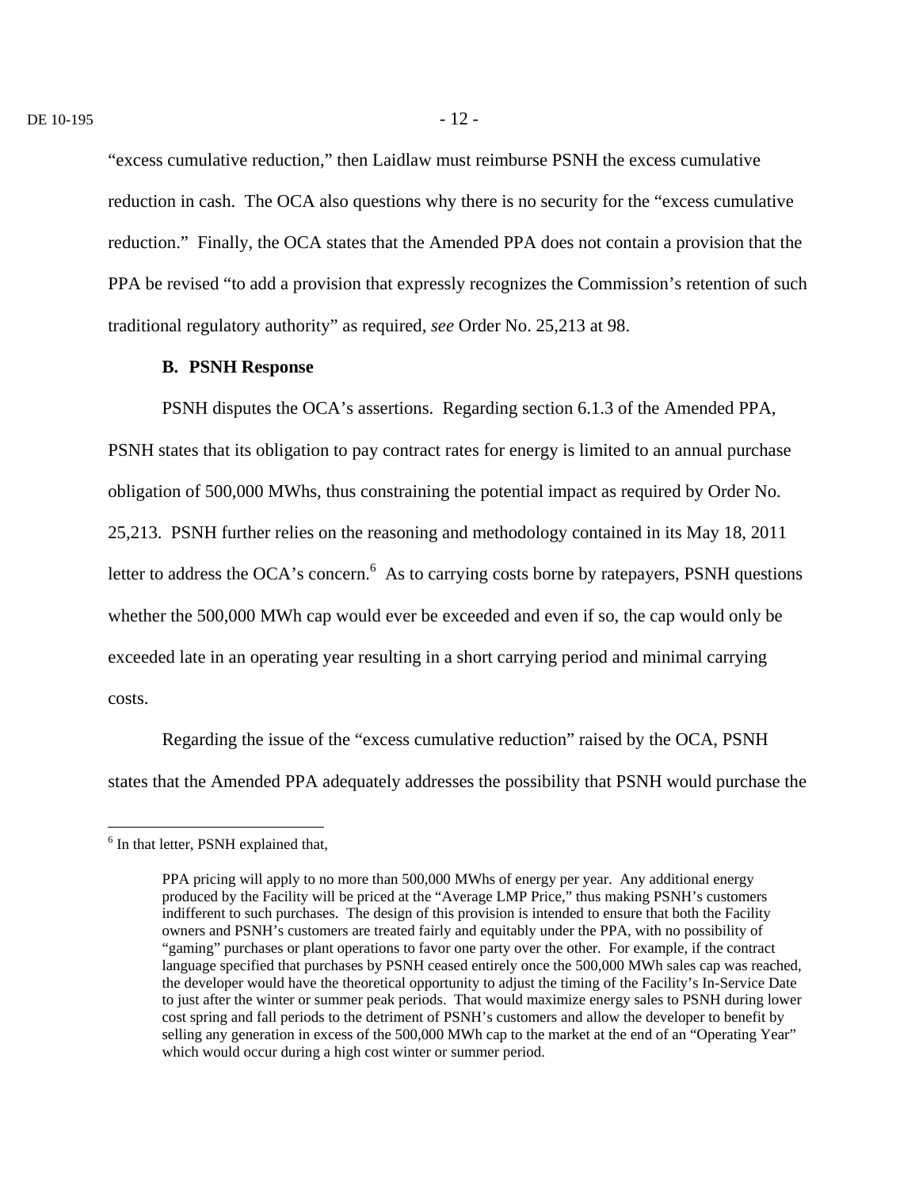"excess cumulative reduction," then Laidlaw must reimburse PSNH the excess cumulative reduction in cash. The OCA also questions why there is no security for the "excess cumulative reduction." Finally, the OCA states that the Amended PPA does not contain a provision that the PPA be revised "to add a provision that expressly recognizes the Commission's retention of such traditional regulatory authority" as required, *see* Order No. 25,213 at 98.

### B. PSNH Response

PSNH disputes the OCA's assertions. Regarding section 6.1.3 of the Amended PPA, PSNH states that its obligation to pay contract rates for energy is limited to an annual purchase obligation of 500,000 MWhs, thus constraining the potential impact as required by Order No. 25,213. PSNH further relies on the reasoning and methodology contained in its May 18, 2011 letter to address the OCA's concern.[6] As to carrying costs borne by ratepayers, PSNH questions whether the 500,000 MWh cap would ever be exceeded and even if so, the cap would only be exceeded late in an operating year resulting in a short carrying period and minimal carrying costs.

Regarding the issue of the "excess cumulative reduction" raised by the OCA, PSNH states that the Amended PPA adequately addresses the possibility that PSNH would purchase the

---

[6] In that letter, PSNH explained that,

> PPA pricing will apply to no more than 500,000 MWhs of energy per year. Any additional energy produced by the Facility will be priced at the "Average LMP Price," thus making PSNH's customers indifferent to such purchases. The design of this provision is intended to ensure that both the Facility owners and PSNH's customers are treated fairly and equitably under the PPA, with no possibility of "gaming" purchases or plant operations to favor one party over the other. For example, if the contract language specified that purchases by PSNH ceased entirely once the 500,000 MWh sales cap was reached, the developer would have the theoretical opportunity to adjust the timing of the Facility's In-Service Date to just after the winter or summer peak periods. That would maximize energy sales to PSNH during lower cost spring and fall periods to the detriment of PSNH's customers and allow the developer to benefit by selling any generation in excess of the 500,000 MWh cap to the market at the end of an "Operating Year" which would occur during a high cost winter or summer period.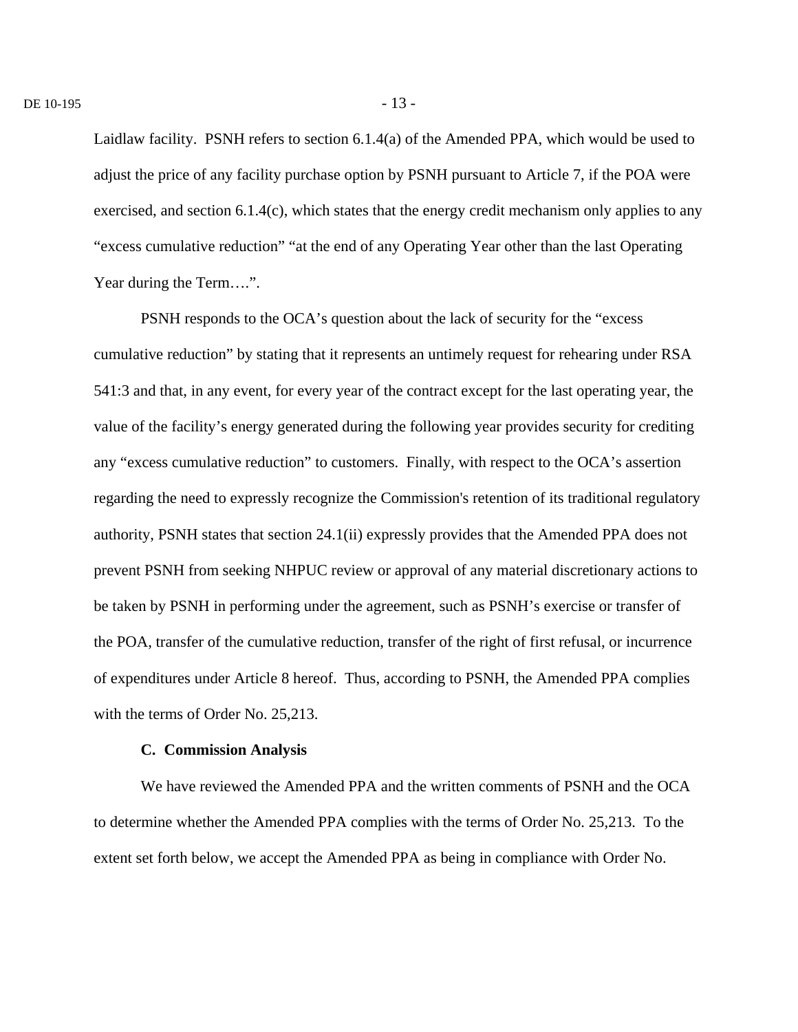Laidlaw facility. PSNH refers to section 6.1.4(a) of the Amended PPA, which would be used to adjust the price of any facility purchase option by PSNH pursuant to Article 7, if the POA were exercised, and section 6.1.4(c), which states that the energy credit mechanism only applies to any "excess cumulative reduction" "at the end of any Operating Year other than the last Operating Year during the Term….".

PSNH responds to the OCA's question about the lack of security for the "excess cumulative reduction" by stating that it represents an untimely request for rehearing under RSA 541:3 and that, in any event, for every year of the contract except for the last operating year, the value of the facility's energy generated during the following year provides security for crediting any "excess cumulative reduction" to customers. Finally, with respect to the OCA's assertion regarding the need to expressly recognize the Commission's retention of its traditional regulatory authority, PSNH states that section 24.1(ii) expressly provides that the Amended PPA does not prevent PSNH from seeking NHPUC review or approval of any material discretionary actions to be taken by PSNH in performing under the agreement, such as PSNH's exercise or transfer of the POA, transfer of the cumulative reduction, transfer of the right of first refusal, or incurrence of expenditures under Article 8 hereof. Thus, according to PSNH, the Amended PPA complies with the terms of Order No. 25,213.

**C. Commission Analysis**

We have reviewed the Amended PPA and the written comments of PSNH and the OCA to determine whether the Amended PPA complies with the terms of Order No. 25,213. To the extent set forth below, we accept the Amended PPA as being in compliance with Order No.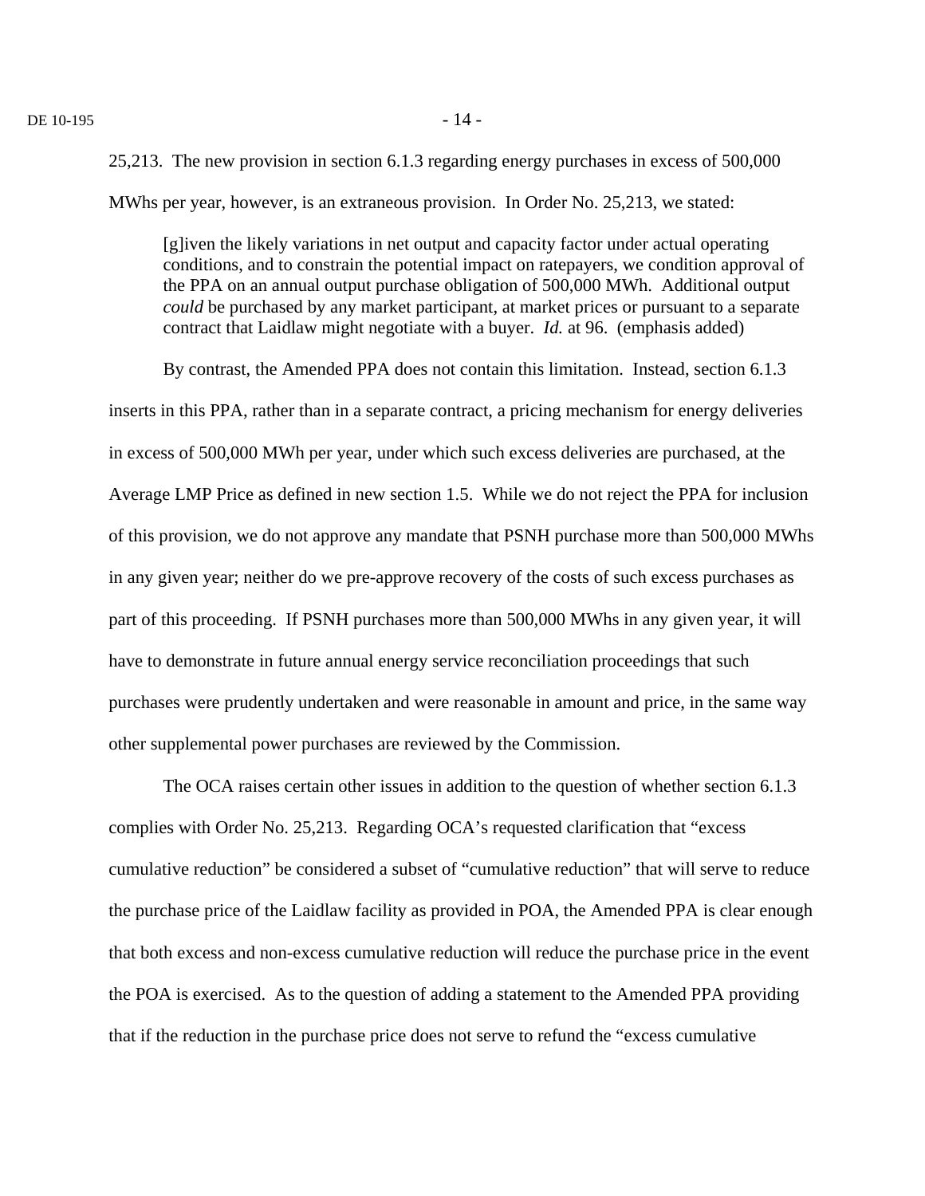25,213. The new provision in section 6.1.3 regarding energy purchases in excess of 500,000 MWhs per year, however, is an extraneous provision. In Order No. 25,213, we stated:

> [g]iven the likely variations in net output and capacity factor under actual operating conditions, and to constrain the potential impact on ratepayers, we condition approval of the PPA on an annual output purchase obligation of 500,000 MWh. Additional output *could* be purchased by any market participant, at market prices or pursuant to a separate contract that Laidlaw might negotiate with a buyer. *Id.* at 96. (emphasis added)

By contrast, the Amended PPA does not contain this limitation. Instead, section 6.1.3 inserts in this PPA, rather than in a separate contract, a pricing mechanism for energy deliveries in excess of 500,000 MWh per year, under which such excess deliveries are purchased, at the Average LMP Price as defined in new section 1.5. While we do not reject the PPA for inclusion of this provision, we do not approve any mandate that PSNH purchase more than 500,000 MWhs in any given year; neither do we pre-approve recovery of the costs of such excess purchases as part of this proceeding. If PSNH purchases more than 500,000 MWhs in any given year, it will have to demonstrate in future annual energy service reconciliation proceedings that such purchases were prudently undertaken and were reasonable in amount and price, in the same way other supplemental power purchases are reviewed by the Commission.

The OCA raises certain other issues in addition to the question of whether section 6.1.3 complies with Order No. 25,213. Regarding OCA's requested clarification that "excess cumulative reduction" be considered a subset of "cumulative reduction" that will serve to reduce the purchase price of the Laidlaw facility as provided in POA, the Amended PPA is clear enough that both excess and non-excess cumulative reduction will reduce the purchase price in the event the POA is exercised. As to the question of adding a statement to the Amended PPA providing that if the reduction in the purchase price does not serve to refund the "excess cumulative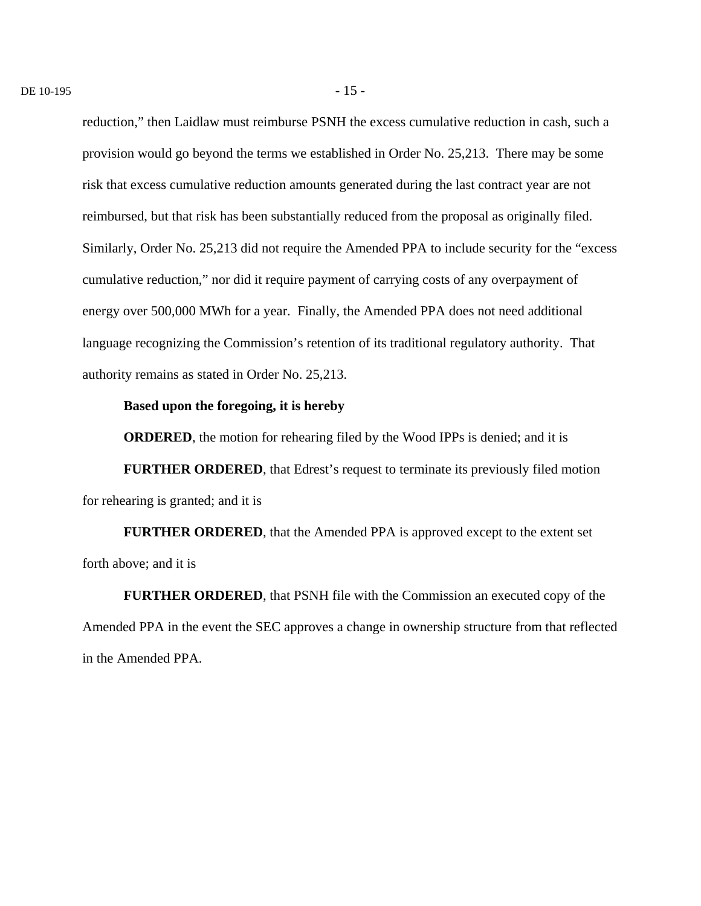reduction," then Laidlaw must reimburse PSNH the excess cumulative reduction in cash, such a provision would go beyond the terms we established in Order No. 25,213. There may be some risk that excess cumulative reduction amounts generated during the last contract year are not reimbursed, but that risk has been substantially reduced from the proposal as originally filed. Similarly, Order No. 25,213 did not require the Amended PPA to include security for the "excess cumulative reduction," nor did it require payment of carrying costs of any overpayment of energy over 500,000 MWh for a year. Finally, the Amended PPA does not need additional language recognizing the Commission's retention of its traditional regulatory authority. That authority remains as stated in Order No. 25,213.

**Based upon the foregoing, it is hereby**

**ORDERED**, the motion for rehearing filed by the Wood IPPs is denied; and it is

**FURTHER ORDERED**, that Edrest's request to terminate its previously filed motion for rehearing is granted; and it is

**FURTHER ORDERED**, that the Amended PPA is approved except to the extent set forth above; and it is

**FURTHER ORDERED**, that PSNH file with the Commission an executed copy of the Amended PPA in the event the SEC approves a change in ownership structure from that reflected in the Amended PPA.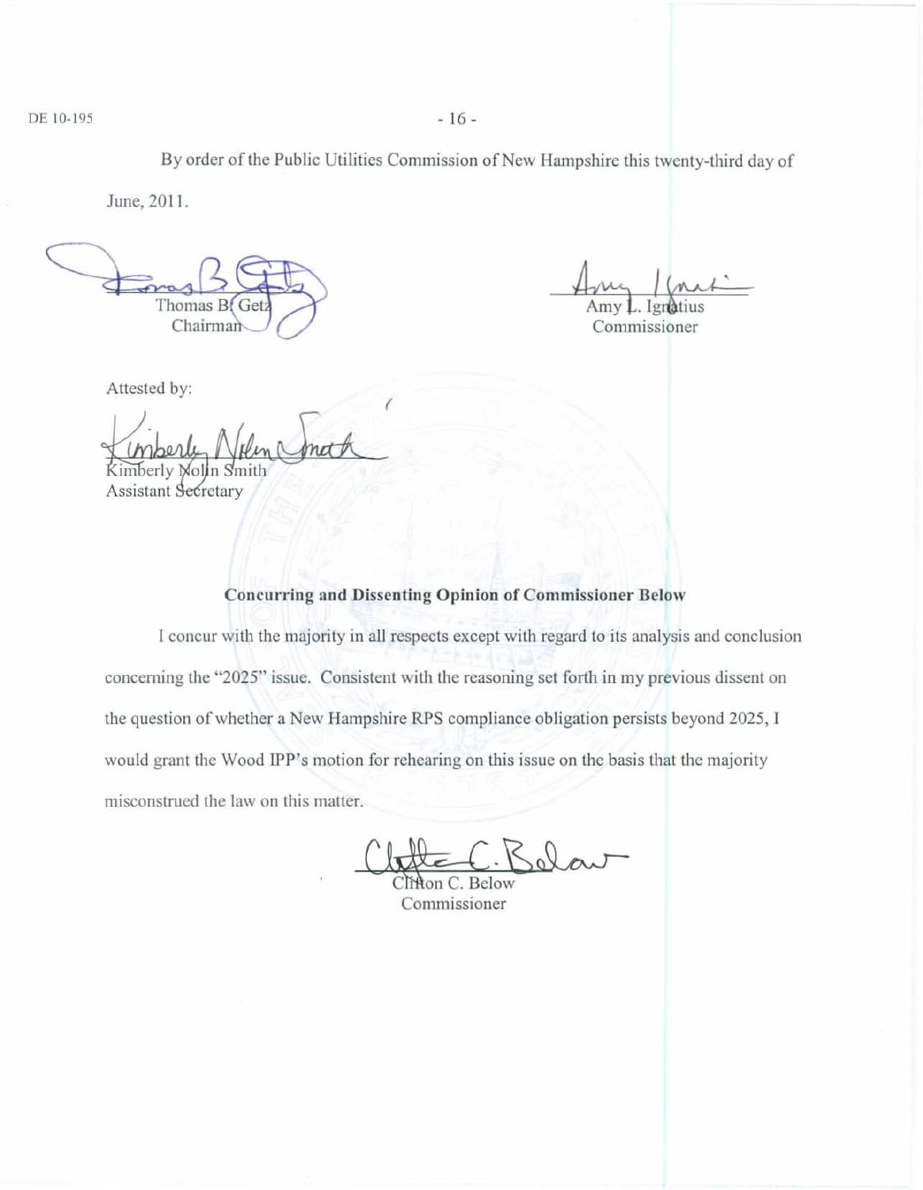By order of the Public Utilities Commission of New Hampshire this twenty-third day of June, 2011.

Thomas B. Getz
Chairman

Amy L. Ignatius
Commissioner

Attested by:

Kimberly Nolin Smith
Assistant Secretary

**Concurring and Dissenting Opinion of Commissioner Below**

I concur with the majority in all respects except with regard to its analysis and conclusion concerning the "2025" issue. Consistent with the reasoning set forth in my previous dissent on the question of whether a New Hampshire RPS compliance obligation persists beyond 2025, I would grant the Wood IPP's motion for rehearing on this issue on the basis that the majority misconstrued the law on this matter.

Clifton C. Below
Commissioner